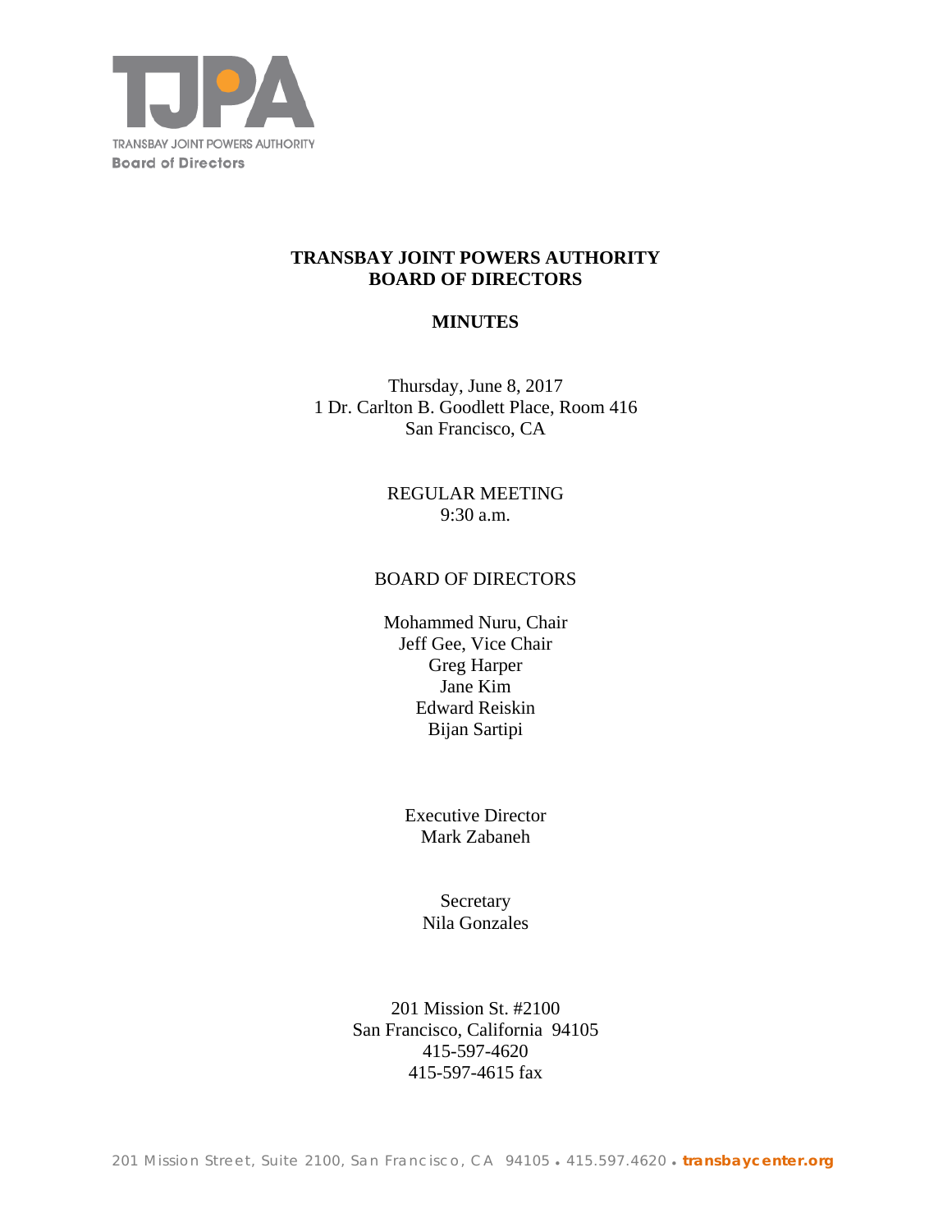TJPA

TRANSBAY JOINT POWERS AUTHORITY
Board of Directors

# TRANSBAY JOINT POWERS AUTHORITY
# BOARD OF DIRECTORS

## MINUTES

Thursday, June 8, 2017
1 Dr. Carlton B. Goodlett Place, Room 416
San Francisco, CA

REGULAR MEETING
9:30 a.m.

BOARD OF DIRECTORS

Mohammed Nuru, Chair
Jeff Gee, Vice Chair
Greg Harper
Jane Kim
Edward Reiskin
Bijan Sartipi

Executive Director
Mark Zabaneh

Secretary
Nila Gonzales

201 Mission St. #2100
San Francisco, California 94105
415-597-4620
415-597-4615 fax

201 Mission Street, Suite 2100, San Francisco, CA 94105 • 415.597.4620 • transbaycenter.org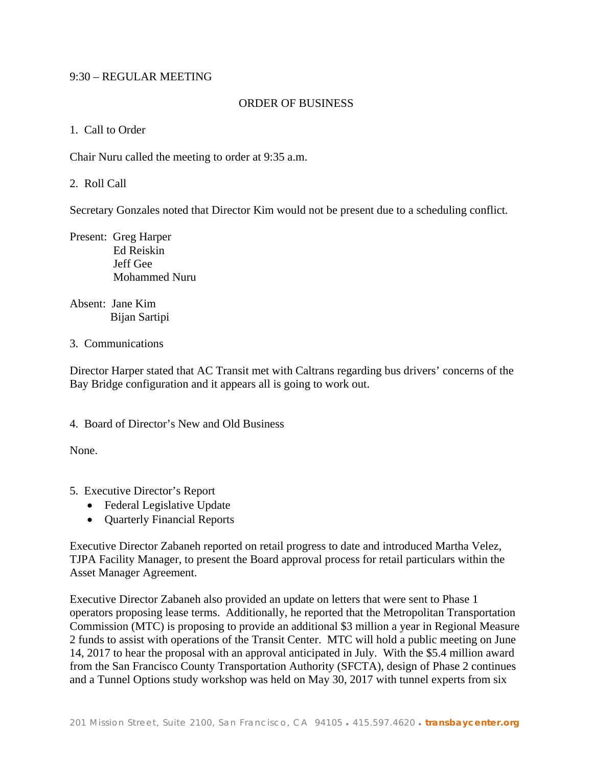9:30 – REGULAR MEETING

ORDER OF BUSINESS

1. Call to Order

Chair Nuru called the meeting to order at 9:35 a.m.

2. Roll Call

Secretary Gonzales noted that Director Kim would not be present due to a scheduling conflict.

Present: Greg Harper
Ed Reiskin
Jeff Gee
Mohammed Nuru

Absent: Jane Kim
Bijan Sartipi

3. Communications

Director Harper stated that AC Transit met with Caltrans regarding bus drivers' concerns of the Bay Bridge configuration and it appears all is going to work out.

4. Board of Director's New and Old Business

None.

5. Executive Director's Report
- Federal Legislative Update
- Quarterly Financial Reports

Executive Director Zabaneh reported on retail progress to date and introduced Martha Velez, TJPA Facility Manager, to present the Board approval process for retail particulars within the Asset Manager Agreement.

Executive Director Zabaneh also provided an update on letters that were sent to Phase 1 operators proposing lease terms. Additionally, he reported that the Metropolitan Transportation Commission (MTC) is proposing to provide an additional $3 million a year in Regional Measure 2 funds to assist with operations of the Transit Center. MTC will hold a public meeting on June 14, 2017 to hear the proposal with an approval anticipated in July. With the $5.4 million award from the San Francisco County Transportation Authority (SFCTA), design of Phase 2 continues and a Tunnel Options study workshop was held on May 30, 2017 with tunnel experts from six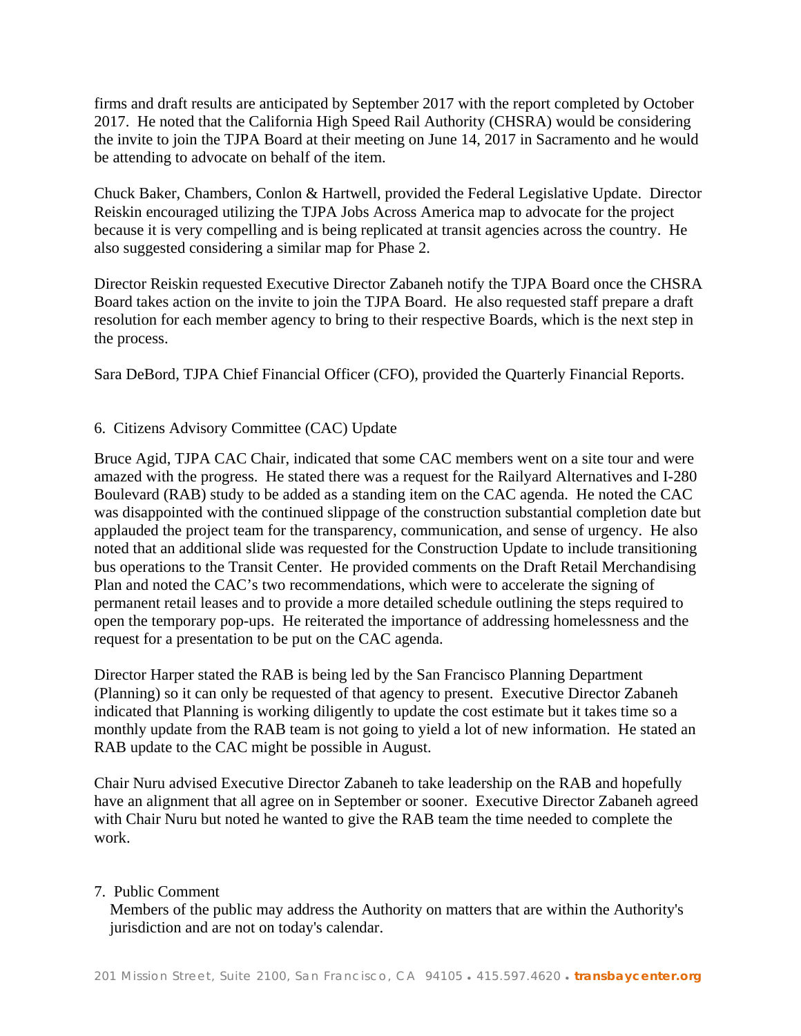firms and draft results are anticipated by September 2017 with the report completed by October 2017. He noted that the California High Speed Rail Authority (CHSRA) would be considering the invite to join the TJPA Board at their meeting on June 14, 2017 in Sacramento and he would be attending to advocate on behalf of the item.

Chuck Baker, Chambers, Conlon & Hartwell, provided the Federal Legislative Update. Director Reiskin encouraged utilizing the TJPA Jobs Across America map to advocate for the project because it is very compelling and is being replicated at transit agencies across the country. He also suggested considering a similar map for Phase 2.

Director Reiskin requested Executive Director Zabaneh notify the TJPA Board once the CHSRA Board takes action on the invite to join the TJPA Board. He also requested staff prepare a draft resolution for each member agency to bring to their respective Boards, which is the next step in the process.

Sara DeBord, TJPA Chief Financial Officer (CFO), provided the Quarterly Financial Reports.

6. Citizens Advisory Committee (CAC) Update

Bruce Agid, TJPA CAC Chair, indicated that some CAC members went on a site tour and were amazed with the progress. He stated there was a request for the Railyard Alternatives and I-280 Boulevard (RAB) study to be added as a standing item on the CAC agenda. He noted the CAC was disappointed with the continued slippage of the construction substantial completion date but applauded the project team for the transparency, communication, and sense of urgency. He also noted that an additional slide was requested for the Construction Update to include transitioning bus operations to the Transit Center. He provided comments on the Draft Retail Merchandising Plan and noted the CAC's two recommendations, which were to accelerate the signing of permanent retail leases and to provide a more detailed schedule outlining the steps required to open the temporary pop-ups. He reiterated the importance of addressing homelessness and the request for a presentation to be put on the CAC agenda.

Director Harper stated the RAB is being led by the San Francisco Planning Department (Planning) so it can only be requested of that agency to present. Executive Director Zabaneh indicated that Planning is working diligently to update the cost estimate but it takes time so a monthly update from the RAB team is not going to yield a lot of new information. He stated an RAB update to the CAC might be possible in August.

Chair Nuru advised Executive Director Zabaneh to take leadership on the RAB and hopefully have an alignment that all agree on in September or sooner. Executive Director Zabaneh agreed with Chair Nuru but noted he wanted to give the RAB team the time needed to complete the work.

7. Public Comment

Members of the public may address the Authority on matters that are within the Authority's jurisdiction and are not on today's calendar.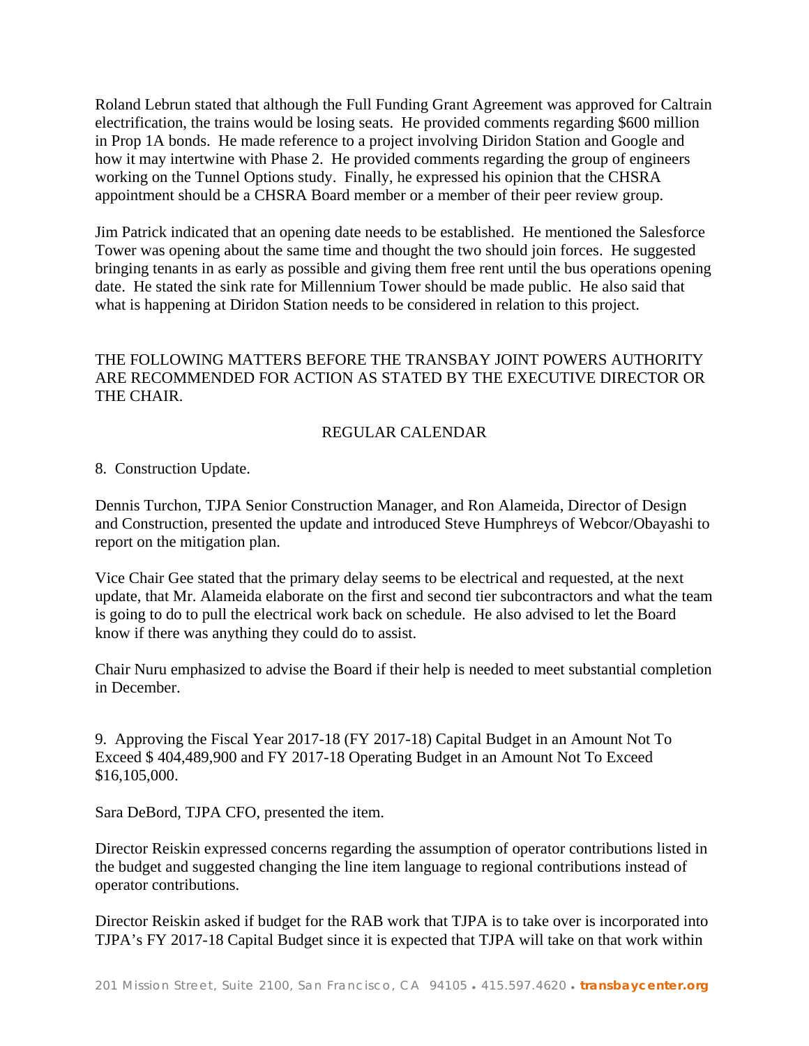Roland Lebrun stated that although the Full Funding Grant Agreement was approved for Caltrain electrification, the trains would be losing seats. He provided comments regarding $600 million in Prop 1A bonds. He made reference to a project involving Diridon Station and Google and how it may intertwine with Phase 2. He provided comments regarding the group of engineers working on the Tunnel Options study. Finally, he expressed his opinion that the CHSRA appointment should be a CHSRA Board member or a member of their peer review group.

Jim Patrick indicated that an opening date needs to be established. He mentioned the Salesforce Tower was opening about the same time and thought the two should join forces. He suggested bringing tenants in as early as possible and giving them free rent until the bus operations opening date. He stated the sink rate for Millennium Tower should be made public. He also said that what is happening at Diridon Station needs to be considered in relation to this project.

THE FOLLOWING MATTERS BEFORE THE TRANSBAY JOINT POWERS AUTHORITY ARE RECOMMENDED FOR ACTION AS STATED BY THE EXECUTIVE DIRECTOR OR THE CHAIR.

## REGULAR CALENDAR

8. Construction Update.

Dennis Turchon, TJPA Senior Construction Manager, and Ron Alameida, Director of Design and Construction, presented the update and introduced Steve Humphreys of Webcor/Obayashi to report on the mitigation plan.

Vice Chair Gee stated that the primary delay seems to be electrical and requested, at the next update, that Mr. Alameida elaborate on the first and second tier subcontractors and what the team is going to do to pull the electrical work back on schedule. He also advised to let the Board know if there was anything they could do to assist.

Chair Nuru emphasized to advise the Board if their help is needed to meet substantial completion in December.

9. Approving the Fiscal Year 2017-18 (FY 2017-18) Capital Budget in an Amount Not To Exceed $ 404,489,900 and FY 2017-18 Operating Budget in an Amount Not To Exceed $16,105,000.

Sara DeBord, TJPA CFO, presented the item.

Director Reiskin expressed concerns regarding the assumption of operator contributions listed in the budget and suggested changing the line item language to regional contributions instead of operator contributions.

Director Reiskin asked if budget for the RAB work that TJPA is to take over is incorporated into TJPA's FY 2017-18 Capital Budget since it is expected that TJPA will take on that work within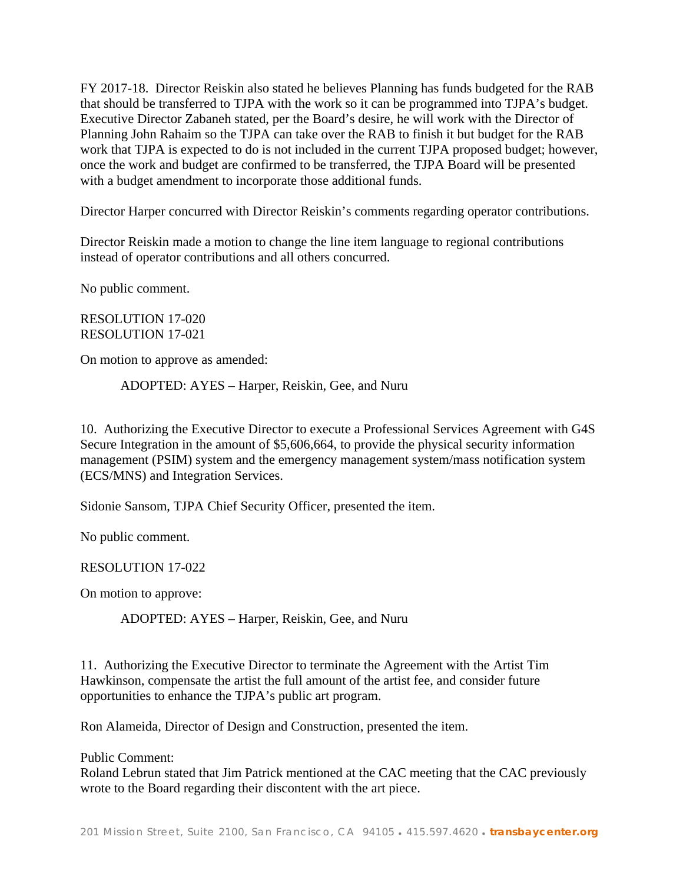FY 2017-18. Director Reiskin also stated he believes Planning has funds budgeted for the RAB that should be transferred to TJPA with the work so it can be programmed into TJPA's budget. Executive Director Zabaneh stated, per the Board's desire, he will work with the Director of Planning John Rahaim so the TJPA can take over the RAB to finish it but budget for the RAB work that TJPA is expected to do is not included in the current TJPA proposed budget; however, once the work and budget are confirmed to be transferred, the TJPA Board will be presented with a budget amendment to incorporate those additional funds.

Director Harper concurred with Director Reiskin's comments regarding operator contributions.

Director Reiskin made a motion to change the line item language to regional contributions instead of operator contributions and all others concurred.

No public comment.

RESOLUTION 17-020
RESOLUTION 17-021

On motion to approve as amended:

ADOPTED: AYES – Harper, Reiskin, Gee, and Nuru

10. Authorizing the Executive Director to execute a Professional Services Agreement with G4S Secure Integration in the amount of $5,606,664, to provide the physical security information management (PSIM) system and the emergency management system/mass notification system (ECS/MNS) and Integration Services.

Sidonie Sansom, TJPA Chief Security Officer, presented the item.

No public comment.

RESOLUTION 17-022

On motion to approve:

ADOPTED: AYES – Harper, Reiskin, Gee, and Nuru

11. Authorizing the Executive Director to terminate the Agreement with the Artist Tim Hawkinson, compensate the artist the full amount of the artist fee, and consider future opportunities to enhance the TJPA's public art program.

Ron Alameida, Director of Design and Construction, presented the item.

Public Comment:
Roland Lebrun stated that Jim Patrick mentioned at the CAC meeting that the CAC previously wrote to the Board regarding their discontent with the art piece.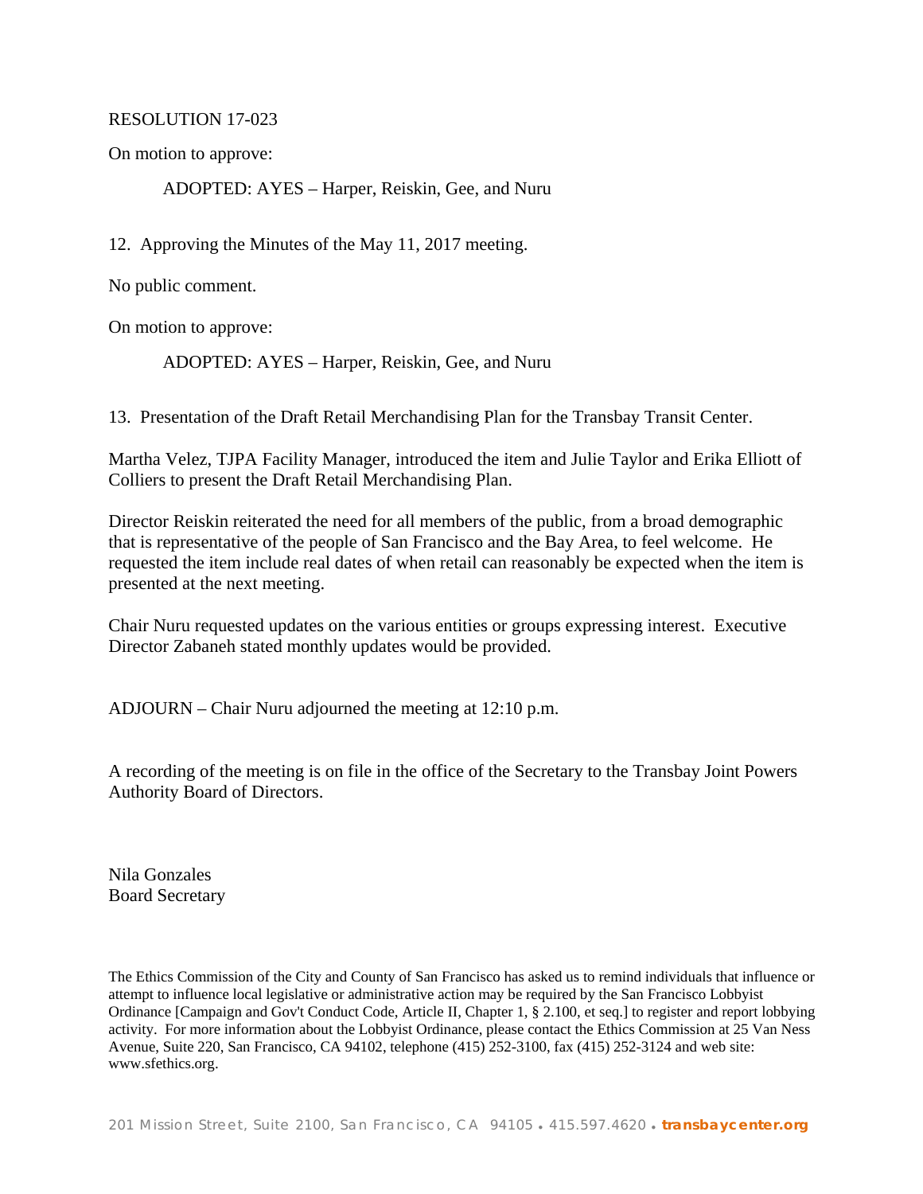RESOLUTION 17-023

On motion to approve:

ADOPTED: AYES – Harper, Reiskin, Gee, and Nuru

12. Approving the Minutes of the May 11, 2017 meeting.

No public comment.

On motion to approve:

ADOPTED: AYES – Harper, Reiskin, Gee, and Nuru

13. Presentation of the Draft Retail Merchandising Plan for the Transbay Transit Center.

Martha Velez, TJPA Facility Manager, introduced the item and Julie Taylor and Erika Elliott of Colliers to present the Draft Retail Merchandising Plan.

Director Reiskin reiterated the need for all members of the public, from a broad demographic that is representative of the people of San Francisco and the Bay Area, to feel welcome. He requested the item include real dates of when retail can reasonably be expected when the item is presented at the next meeting.

Chair Nuru requested updates on the various entities or groups expressing interest. Executive Director Zabaneh stated monthly updates would be provided.

ADJOURN – Chair Nuru adjourned the meeting at 12:10 p.m.

A recording of the meeting is on file in the office of the Secretary to the Transbay Joint Powers Authority Board of Directors.

Nila Gonzales
Board Secretary

The Ethics Commission of the City and County of San Francisco has asked us to remind individuals that influence or attempt to influence local legislative or administrative action may be required by the San Francisco Lobbyist Ordinance [Campaign and Gov't Conduct Code, Article II, Chapter 1, § 2.100, et seq.] to register and report lobbying activity. For more information about the Lobbyist Ordinance, please contact the Ethics Commission at 25 Van Ness Avenue, Suite 220, San Francisco, CA 94102, telephone (415) 252-3100, fax (415) 252-3124 and web site: www.sfethics.org.